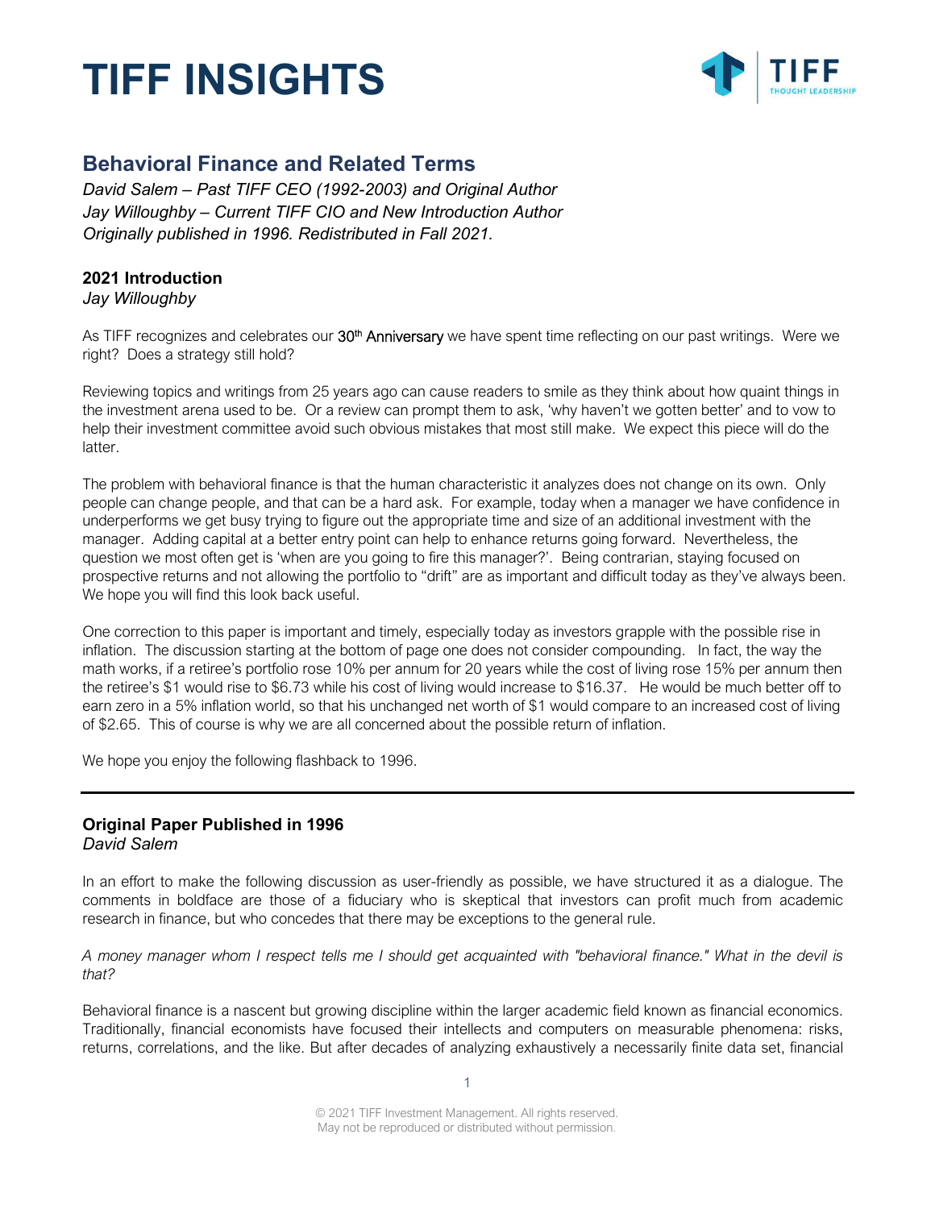# TIFF INSIGHTS

## Behavioral Finance and Related Terms

*David Salem – Past TIFF CEO (1992-2003) and Original Author*
*Jay Willoughby – Current TIFF CIO and New Introduction Author*
*Originally published in 1996. Redistributed in Fall 2021.*

### 2021 Introduction

*Jay Willoughby*

As TIFF recognizes and celebrates our 30th Anniversary we have spent time reflecting on our past writings. Were we right? Does a strategy still hold?

Reviewing topics and writings from 25 years ago can cause readers to smile as they think about how quaint things in the investment arena used to be. Or a review can prompt them to ask, 'why haven't we gotten better' and to vow to help their investment committee avoid such obvious mistakes that most still make. We expect this piece will do the latter.

The problem with behavioral finance is that the human characteristic it analyzes does not change on its own. Only people can change people, and that can be a hard ask. For example, today when a manager we have confidence in underperforms we get busy trying to figure out the appropriate time and size of an additional investment with the manager. Adding capital at a better entry point can help to enhance returns going forward. Nevertheless, the question we most often get is 'when are you going to fire this manager?'. Being contrarian, staying focused on prospective returns and not allowing the portfolio to "drift" are as important and difficult today as they've always been. We hope you will find this look back useful.

One correction to this paper is important and timely, especially today as investors grapple with the possible rise in inflation. The discussion starting at the bottom of page one does not consider compounding. In fact, the way the math works, if a retiree's portfolio rose 10% per annum for 20 years while the cost of living rose 15% per annum then the retiree's $1 would rise to $6.73 while his cost of living would increase to $16.37. He would be much better off to earn zero in a 5% inflation world, so that his unchanged net worth of $1 would compare to an increased cost of living of $2.65. This of course is why we are all concerned about the possible return of inflation.

We hope you enjoy the following flashback to 1996.

---

### Original Paper Published in 1996

*David Salem*

In an effort to make the following discussion as user-friendly as possible, we have structured it as a dialogue. The comments in boldface are those of a fiduciary who is skeptical that investors can profit much from academic research in finance, but who concedes that there may be exceptions to the general rule.

*A money manager whom I respect tells me I should get acquainted with "behavioral finance." What in the devil is that?*

Behavioral finance is a nascent but growing discipline within the larger academic field known as financial economics. Traditionally, financial economists have focused their intellects and computers on measurable phenomena: risks, returns, correlations, and the like. But after decades of analyzing exhaustively a necessarily finite data set, financial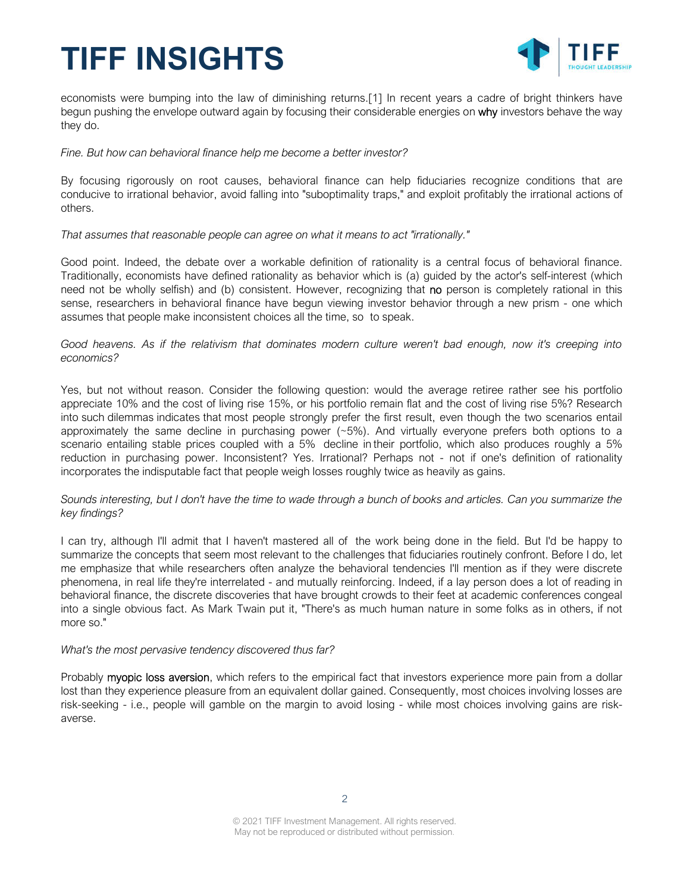economists were bumping into the law of diminishing returns.[1] In recent years a cadre of bright thinkers have begun pushing the envelope outward again by focusing their considerable energies on **why** investors behave the way they do.

*Fine. But how can behavioral finance help me become a better investor?*

By focusing rigorously on root causes, behavioral finance can help fiduciaries recognize conditions that are conducive to irrational behavior, avoid falling into "suboptimality traps," and exploit profitably the irrational actions of others.

*That assumes that reasonable people can agree on what it means to act "irrationally."*

Good point. Indeed, the debate over a workable definition of rationality is a central focus of behavioral finance. Traditionally, economists have defined rationality as behavior which is (a) guided by the actor's self-interest (which need not be wholly selfish) and (b) consistent. However, recognizing that **no** person is completely rational in this sense, researchers in behavioral finance have begun viewing investor behavior through a new prism - one which assumes that people make inconsistent choices all the time, so to speak.

*Good heavens. As if the relativism that dominates modern culture weren't bad enough, now it's creeping into economics?*

Yes, but not without reason. Consider the following question: would the average retiree rather see his portfolio appreciate 10% and the cost of living rise 15%, or his portfolio remain flat and the cost of living rise 5%? Research into such dilemmas indicates that most people strongly prefer the first result, even though the two scenarios entail approximately the same decline in purchasing power (~5%). And virtually everyone prefers both options to a scenario entailing stable prices coupled with a 5% decline in their portfolio, which also produces roughly a 5% reduction in purchasing power. Inconsistent? Yes. Irrational? Perhaps not - not if one's definition of rationality incorporates the indisputable fact that people weigh losses roughly twice as heavily as gains.

*Sounds interesting, but I don't have the time to wade through a bunch of books and articles. Can you summarize the key findings?*

I can try, although I'll admit that I haven't mastered all of the work being done in the field. But I'd be happy to summarize the concepts that seem most relevant to the challenges that fiduciaries routinely confront. Before I do, let me emphasize that while researchers often analyze the behavioral tendencies I'll mention as if they were discrete phenomena, in real life they're interrelated - and mutually reinforcing. Indeed, if a lay person does a lot of reading in behavioral finance, the discrete discoveries that have brought crowds to their feet at academic conferences congeal into a single obvious fact. As Mark Twain put it, "There's as much human nature in some folks as in others, if not more so."

*What's the most pervasive tendency discovered thus far?*

Probably **myopic loss aversion**, which refers to the empirical fact that investors experience more pain from a dollar lost than they experience pleasure from an equivalent dollar gained. Consequently, most choices involving losses are risk-seeking - i.e., people will gamble on the margin to avoid losing - while most choices involving gains are risk-averse.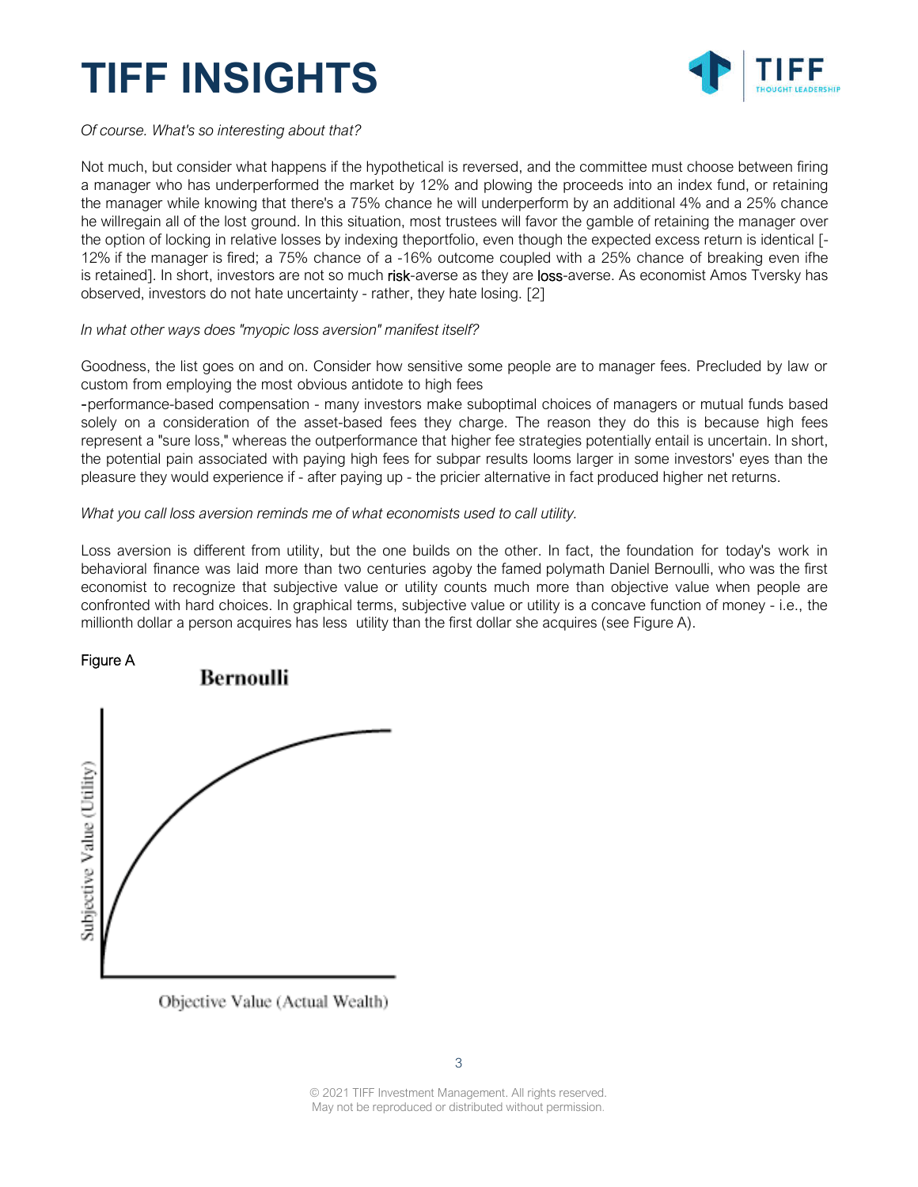*Of course. What's so interesting about that?*

Not much, but consider what happens if the hypothetical is reversed, and the committee must choose between firing a manager who has underperformed the market by 12% and plowing the proceeds into an index fund, or retaining the manager while knowing that there's a 75% chance he will underperform by an additional 4% and a 25% chance he willregain all of the lost ground. In this situation, most trustees will favor the gamble of retaining the manager over the option of locking in relative losses by indexing theportfolio, even though the expected excess return is identical [-12% if the manager is fired; a 75% chance of a -16% outcome coupled with a 25% chance of breaking even ifhe is retained]. In short, investors are not so much risk-averse as they are loss-averse. As economist Amos Tversky has observed, investors do not hate uncertainty - rather, they hate losing. [2]

*In what other ways does "myopic loss aversion" manifest itself?*

Goodness, the list goes on and on. Consider how sensitive some people are to manager fees. Precluded by law or custom from employing the most obvious antidote to high fees

-performance-based compensation - many investors make suboptimal choices of managers or mutual funds based solely on a consideration of the asset-based fees they charge. The reason they do this is because high fees represent a "sure loss," whereas the outperformance that higher fee strategies potentially entail is uncertain. In short, the potential pain associated with paying high fees for subpar results looms larger in some investors' eyes than the pleasure they would experience if - after paying up - the pricier alternative in fact produced higher net returns.

*What you call loss aversion reminds me of what economists used to call utility.*

Loss aversion is different from utility, but the one builds on the other. In fact, the foundation for today's work in behavioral finance was laid more than two centuries agoby the famed polymath Daniel Bernoulli, who was the first economist to recognize that subjective value or utility counts much more than objective value when people are confronted with hard choices. In graphical terms, subjective value or utility is a concave function of money - i.e., the millionth dollar a person acquires has less utility than the first dollar she acquires (see Figure A).

Figure A

**Bernoulli**

Subjective Value (Utility)

Objective Value (Actual Wealth)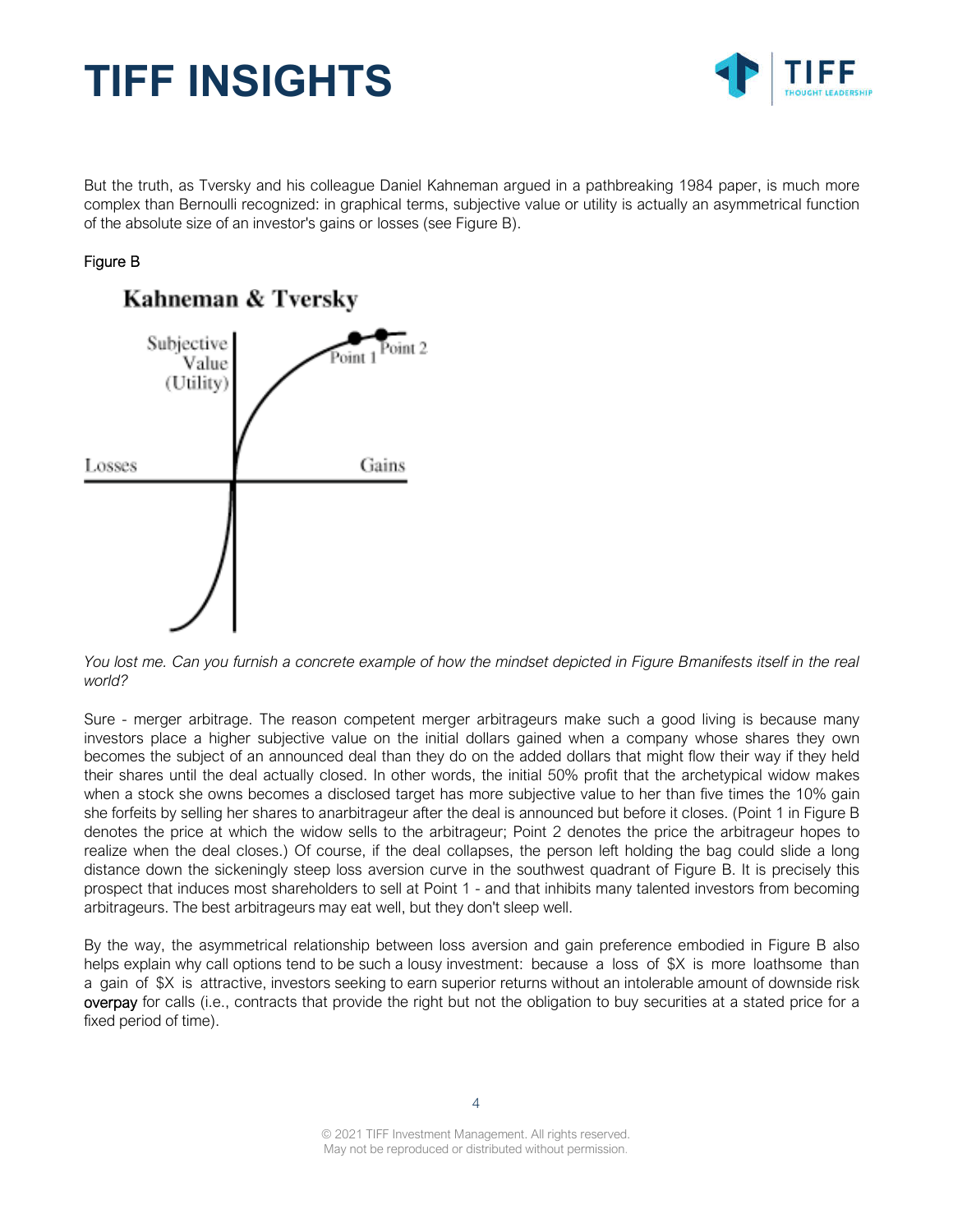But the truth, as Tversky and his colleague Daniel Kahneman argued in a pathbreaking 1984 paper, is much more complex than Bernoulli recognized: in graphical terms, subjective value or utility is actually an asymmetrical function of the absolute size of an investor's gains or losses (see Figure B).

Figure B

*You lost me. Can you furnish a concrete example of how the mindset depicted in Figure Bmanifests itself in the real world?*

Sure - merger arbitrage. The reason competent merger arbitrageurs make such a good living is because many investors place a higher subjective value on the initial dollars gained when a company whose shares they own becomes the subject of an announced deal than they do on the added dollars that might flow their way if they held their shares until the deal actually closed. In other words, the initial 50% profit that the archetypical widow makes when a stock she owns becomes a disclosed target has more subjective value to her than five times the 10% gain she forfeits by selling her shares to anarbitrageur after the deal is announced but before it closes. (Point 1 in Figure B denotes the price at which the widow sells to the arbitrageur; Point 2 denotes the price the arbitrageur hopes to realize when the deal closes.) Of course, if the deal collapses, the person left holding the bag could slide a long distance down the sickeningly steep loss aversion curve in the southwest quadrant of Figure B. It is precisely this prospect that induces most shareholders to sell at Point 1 - and that inhibits many talented investors from becoming arbitrageurs. The best arbitrageurs may eat well, but they don't sleep well.

By the way, the asymmetrical relationship between loss aversion and gain preference embodied in Figure B also helps explain why call options tend to be such a lousy investment: because a loss of $X is more loathsome than a gain of $X is attractive, investors seeking to earn superior returns without an intolerable amount of downside risk overpay for calls (i.e., contracts that provide the right but not the obligation to buy securities at a stated price for a fixed period of time).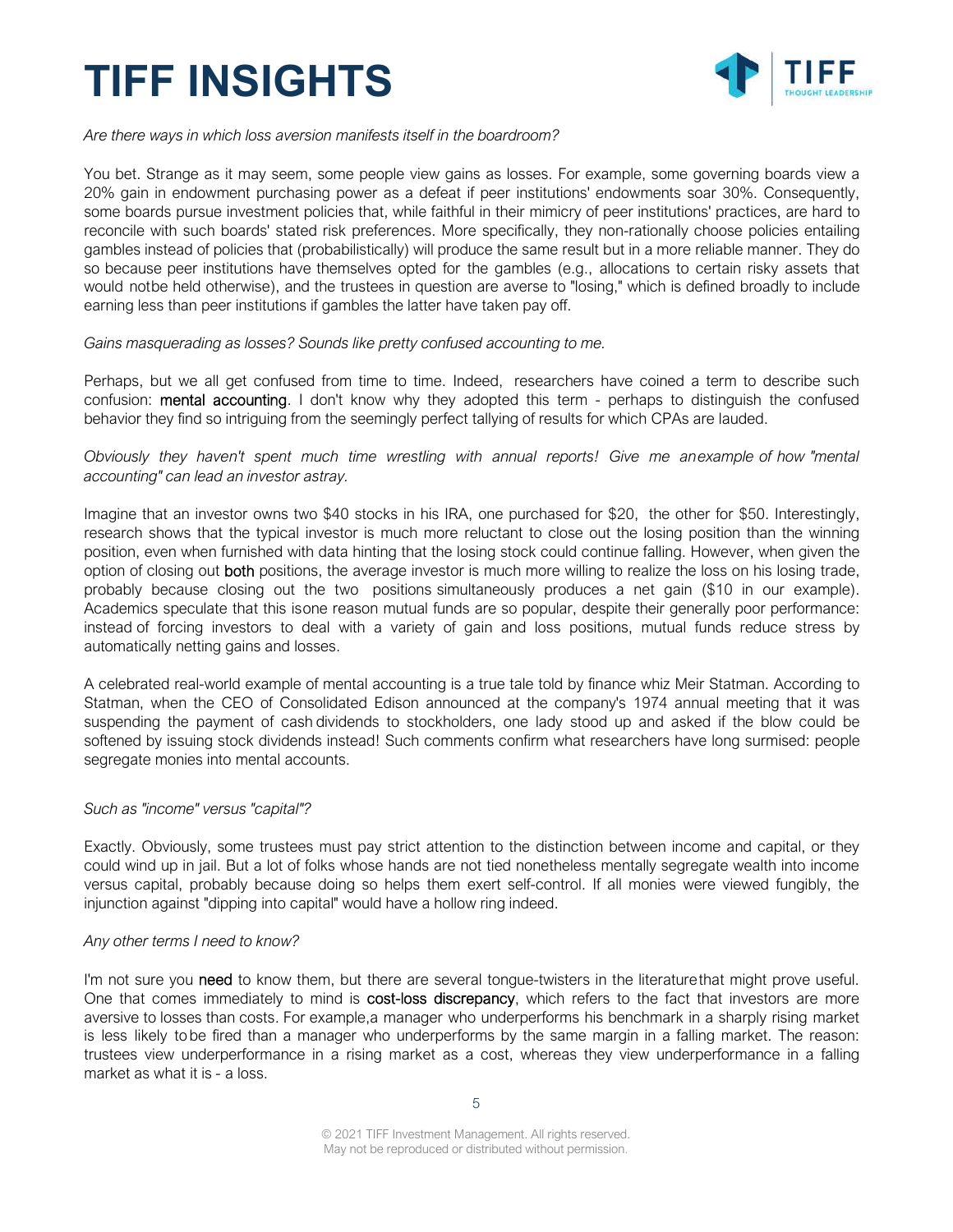*Are there ways in which loss aversion manifests itself in the boardroom?*

You bet. Strange as it may seem, some people view gains as losses. For example, some governing boards view a 20% gain in endowment purchasing power as a defeat if peer institutions' endowments soar 30%. Consequently, some boards pursue investment policies that, while faithful in their mimicry of peer institutions' practices, are hard to reconcile with such boards' stated risk preferences. More specifically, they non-rationally choose policies entailing gambles instead of policies that (probabilistically) will produce the same result but in a more reliable manner. They do so because peer institutions have themselves opted for the gambles (e.g., allocations to certain risky assets that would notbe held otherwise), and the trustees in question are averse to "losing," which is defined broadly to include earning less than peer institutions if gambles the latter have taken pay off.

*Gains masquerading as losses? Sounds like pretty confused accounting to me.*

Perhaps, but we all get confused from time to time. Indeed, researchers have coined a term to describe such confusion: **mental accounting**. I don't know why they adopted this term - perhaps to distinguish the confused behavior they find so intriguing from the seemingly perfect tallying of results for which CPAs are lauded.

*Obviously they haven't spent much time wrestling with annual reports! Give me anexample of how "mental accounting" can lead an investor astray.*

Imagine that an investor owns two $40 stocks in his IRA, one purchased for $20, the other for $50. Interestingly, research shows that the typical investor is much more reluctant to close out the losing position than the winning position, even when furnished with data hinting that the losing stock could continue falling. However, when given the option of closing out **both** positions, the average investor is much more willing to realize the loss on his losing trade, probably because closing out the two positions simultaneously produces a net gain ($10 in our example). Academics speculate that this isone reason mutual funds are so popular, despite their generally poor performance: instead of forcing investors to deal with a variety of gain and loss positions, mutual funds reduce stress by automatically netting gains and losses.

A celebrated real-world example of mental accounting is a true tale told by finance whiz Meir Statman. According to Statman, when the CEO of Consolidated Edison announced at the company's 1974 annual meeting that it was suspending the payment of cash dividends to stockholders, one lady stood up and asked if the blow could be softened by issuing stock dividends instead! Such comments confirm what researchers have long surmised: people segregate monies into mental accounts.

*Such as "income" versus "capital"?*

Exactly. Obviously, some trustees must pay strict attention to the distinction between income and capital, or they could wind up in jail. But a lot of folks whose hands are not tied nonetheless mentally segregate wealth into income versus capital, probably because doing so helps them exert self-control. If all monies were viewed fungibly, the injunction against "dipping into capital" would have a hollow ring indeed.

*Any other terms I need to know?*

I'm not sure you **need** to know them, but there are several tongue-twisters in the literaturethat might prove useful. One that comes immediately to mind is **cost-loss discrepancy**, which refers to the fact that investors are more aversive to losses than costs. For example,a manager who underperforms his benchmark in a sharply rising market is less likely tobe fired than a manager who underperforms by the same margin in a falling market. The reason: trustees view underperformance in a rising market as a cost, whereas they view underperformance in a falling market as what it is - a loss.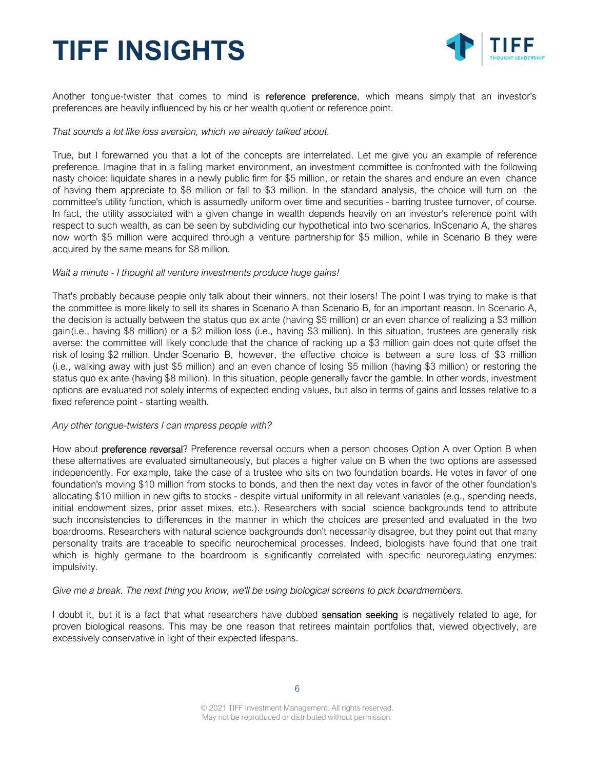Another tongue-twister that comes to mind is **reference preference**, which means simply that an investor's preferences are heavily influenced by his or her wealth quotient or reference point.

*That sounds a lot like loss aversion, which we already talked about.*

True, but I forewarned you that a lot of the concepts are interrelated. Let me give you an example of reference preference. Imagine that in a falling market environment, an investment committee is confronted with the following nasty choice: liquidate shares in a newly public firm for $5 million, or retain the shares and endure an even chance of having them appreciate to $8 million or fall to $3 million. In the standard analysis, the choice will turn on the committee's utility function, which is assumedly uniform over time and securities - barring trustee turnover, of course. In fact, the utility associated with a given change in wealth depends heavily on an investor's reference point with respect to such wealth, as can be seen by subdividing our hypothetical into two scenarios. InScenario A, the shares now worth $5 million were acquired through a venture partnership for $5 million, while in Scenario B they were acquired by the same means for $8 million.

*Wait a minute - I thought all venture investments produce huge gains!*

That's probably because people only talk about their winners, not their losers! The point I was trying to make is that the committee is more likely to sell its shares in Scenario A than Scenario B, for an important reason. In Scenario A, the decision is actually between the status quo ex ante (having $5 million) or an even chance of realizing a $3 million gain(i.e., having $8 million) or a $2 million loss (i.e., having $3 million). In this situation, trustees are generally risk averse: the committee will likely conclude that the chance of racking up a $3 million gain does not quite offset the risk of losing $2 million. Under Scenario B, however, the effective choice is between a sure loss of $3 million (i.e., walking away with just $5 million) and an even chance of losing $5 million (having $3 million) or restoring the status quo ex ante (having $8 million). In this situation, people generally favor the gamble. In other words, investment options are evaluated not solely interms of expected ending values, but also in terms of gains and losses relative to a fixed reference point - starting wealth.

*Any other tongue-twisters I can impress people with?*

How about **preference reversal**? Preference reversal occurs when a person chooses Option A over Option B when these alternatives are evaluated simultaneously, but places a higher value on B when the two options are assessed independently. For example, take the case of a trustee who sits on two foundation boards. He votes in favor of one foundation's moving $10 million from stocks to bonds, and then the next day votes in favor of the other foundation's allocating $10 million in new gifts to stocks - despite virtual uniformity in all relevant variables (e.g., spending needs, initial endowment sizes, prior asset mixes, etc.). Researchers with social science backgrounds tend to attribute such inconsistencies to differences in the manner in which the choices are presented and evaluated in the two boardrooms. Researchers with natural science backgrounds don't necessarily disagree, but they point out that many personality traits are traceable to specific neurochemical processes. Indeed, biologists have found that one trait which is highly germane to the boardroom is significantly correlated with specific neuroregulating enzymes: impulsivity.

*Give me a break. The next thing you know, we'll be using biological screens to pick boardmembers.*

I doubt it, but it is a fact that what researchers have dubbed **sensation seeking** is negatively related to age, for proven biological reasons. This may be one reason that retirees maintain portfolios that, viewed objectively, are excessively conservative in light of their expected lifespans.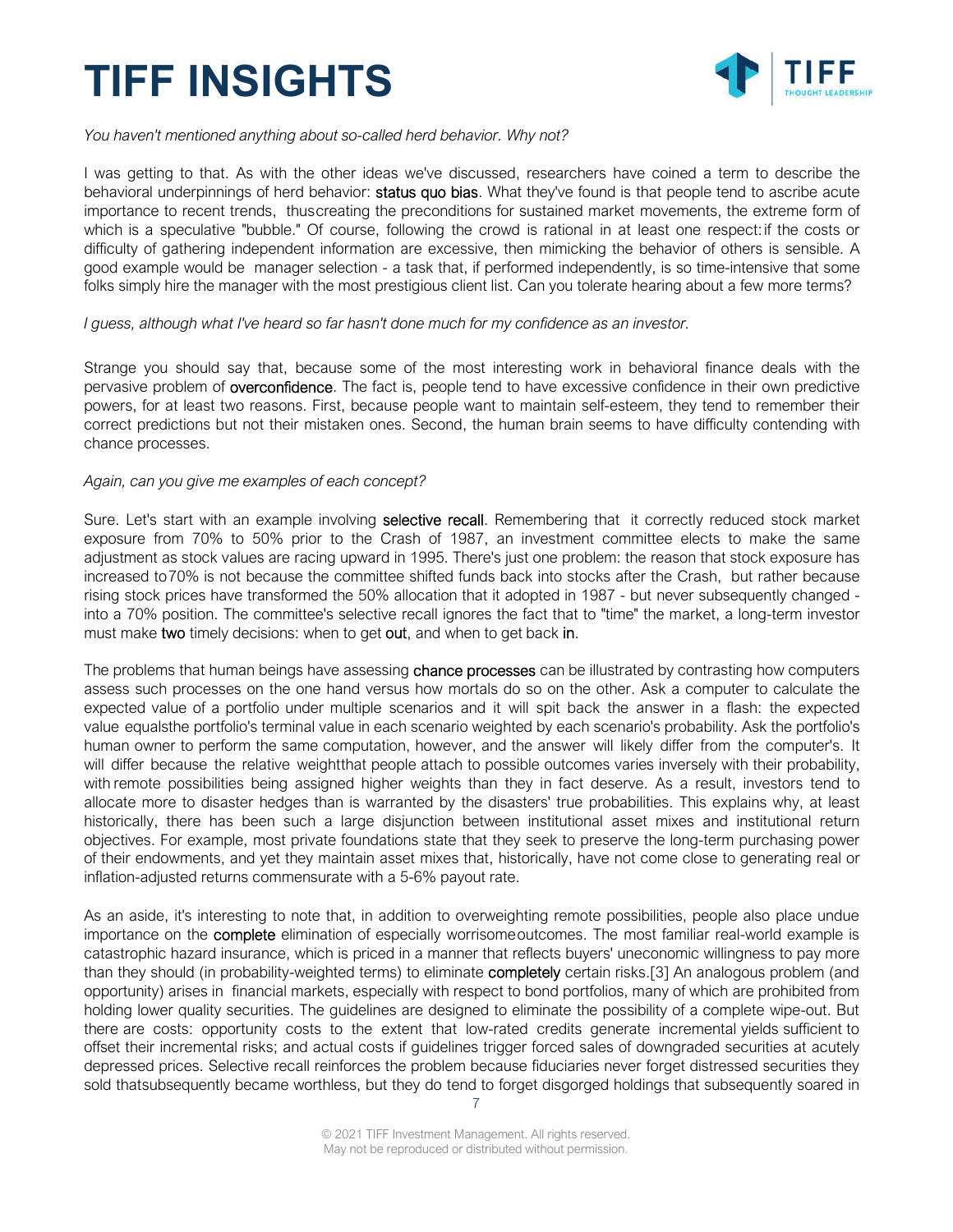You haven't mentioned anything about so-called herd behavior. Why not?*

I was getting to that. As with the other ideas we've discussed, researchers have coined a term to describe the behavioral underpinnings of herd behavior: **status quo bias**. What they've found is that people tend to ascribe acute importance to recent trends, thuscreating the preconditions for sustained market movements, the extreme form of which is a speculative "bubble." Of course, following the crowd is rational in at least one respect: if the costs or difficulty of gathering independent information are excessive, then mimicking the behavior of others is sensible. A good example would be manager selection - a task that, if performed independently, is so time-intensive that some folks simply hire the manager with the most prestigious client list. Can you tolerate hearing about a few more terms?

*I guess, although what I've heard so far hasn't done much for my confidence as an investor.*

Strange you should say that, because some of the most interesting work in behavioral finance deals with the pervasive problem of **overconfidence**. The fact is, people tend to have excessive confidence in their own predictive powers, for at least two reasons. First, because people want to maintain self-esteem, they tend to remember their correct predictions but not their mistaken ones. Second, the human brain seems to have difficulty contending with chance processes.

*Again, can you give me examples of each concept?*

Sure. Let's start with an example involving **selective recall**. Remembering that it correctly reduced stock market exposure from 70% to 50% prior to the Crash of 1987, an investment committee elects to make the same adjustment as stock values are racing upward in 1995. There's just one problem: the reason that stock exposure has increased to70% is not because the committee shifted funds back into stocks after the Crash, but rather because rising stock prices have transformed the 50% allocation that it adopted in 1987 - but never subsequently changed - into a 70% position. The committee's selective recall ignores the fact that to "time" the market, a long-term investor must make **two** timely decisions: when to get **out**, and when to get back **in**.

The problems that human beings have assessing **chance processes** can be illustrated by contrasting how computers assess such processes on the one hand versus how mortals do so on the other. Ask a computer to calculate the expected value of a portfolio under multiple scenarios and it will spit back the answer in a flash: the expected value equalsthe portfolio's terminal value in each scenario weighted by each scenario's probability. Ask the portfolio's human owner to perform the same computation, however, and the answer will likely differ from the computer's. It will differ because the relative weightthat people attach to possible outcomes varies inversely with their probability, with remote possibilities being assigned higher weights than they in fact deserve. As a result, investors tend to allocate more to disaster hedges than is warranted by the disasters' true probabilities. This explains why, at least historically, there has been such a large disjunction between institutional asset mixes and institutional return objectives. For example, most private foundations state that they seek to preserve the long-term purchasing power of their endowments, and yet they maintain asset mixes that, historically, have not come close to generating real or inflation-adjusted returns commensurate with a 5-6% payout rate.

As an aside, it's interesting to note that, in addition to overweighting remote possibilities, people also place undue importance on the **complete** elimination of especially worrisomeoutcomes. The most familiar real-world example is catastrophic hazard insurance, which is priced in a manner that reflects buyers' uneconomic willingness to pay more than they should (in probability-weighted terms) to eliminate **completely** certain risks.[3] An analogous problem (and opportunity) arises in financial markets, especially with respect to bond portfolios, many of which are prohibited from holding lower quality securities. The guidelines are designed to eliminate the possibility of a complete wipe-out. But there are costs: opportunity costs to the extent that low-rated credits generate incremental yields sufficient to offset their incremental risks; and actual costs if guidelines trigger forced sales of downgraded securities at acutely depressed prices. Selective recall reinforces the problem because fiduciaries never forget distressed securities they sold thatsubsequently became worthless, but they do tend to forget disgorged holdings that subsequently soared in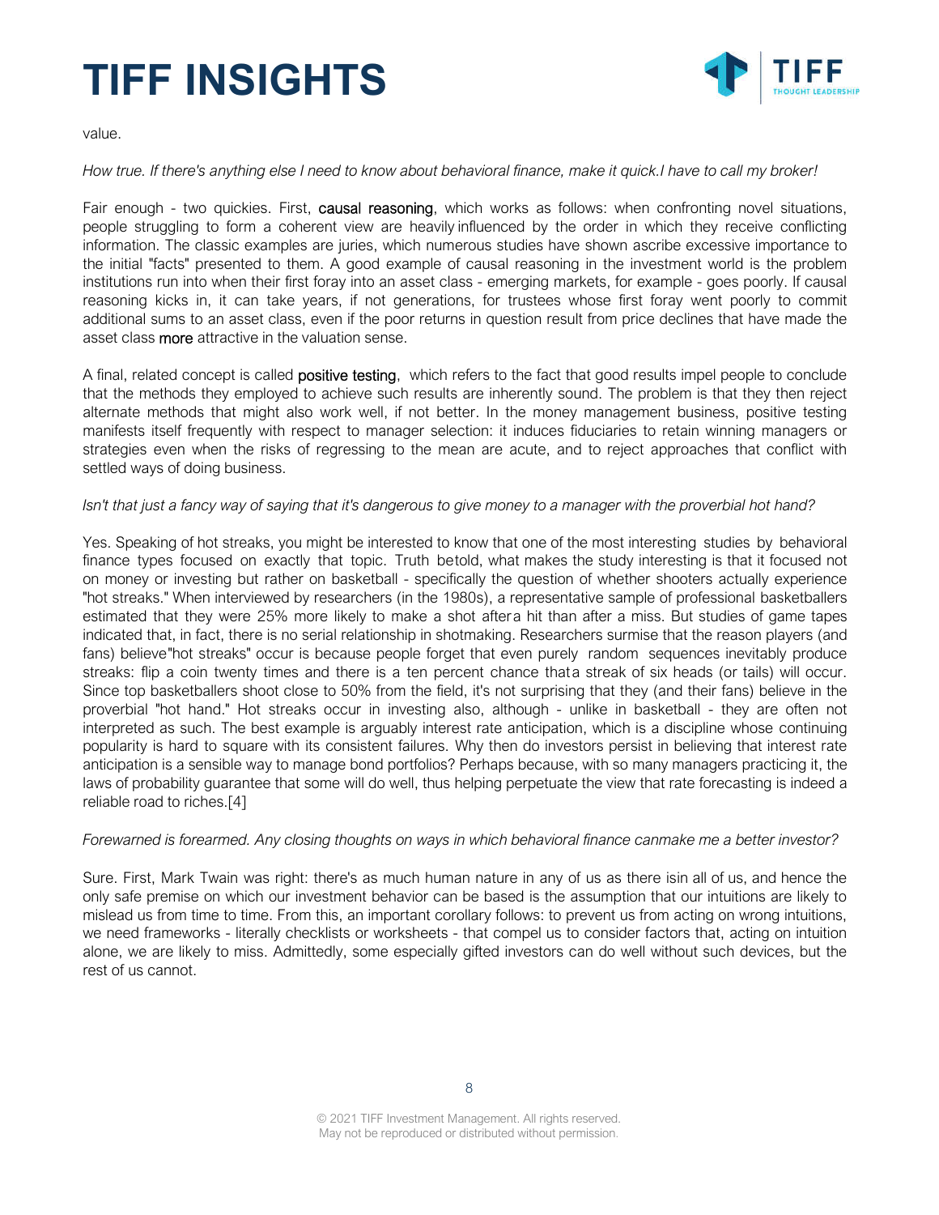value.

*How true. If there's anything else I need to know about behavioral finance, make it quick.I have to call my broker!*

Fair enough - two quickies. First, causal reasoning, which works as follows: when confronting novel situations, people struggling to form a coherent view are heavily influenced by the order in which they receive conflicting information. The classic examples are juries, which numerous studies have shown ascribe excessive importance to the initial "facts" presented to them. A good example of causal reasoning in the investment world is the problem institutions run into when their first foray into an asset class - emerging markets, for example - goes poorly. If causal reasoning kicks in, it can take years, if not generations, for trustees whose first foray went poorly to commit additional sums to an asset class, even if the poor returns in question result from price declines that have made the asset class more attractive in the valuation sense.

A final, related concept is called positive testing, which refers to the fact that good results impel people to conclude that the methods they employed to achieve such results are inherently sound. The problem is that they then reject alternate methods that might also work well, if not better. In the money management business, positive testing manifests itself frequently with respect to manager selection: it induces fiduciaries to retain winning managers or strategies even when the risks of regressing to the mean are acute, and to reject approaches that conflict with settled ways of doing business.

*Isn't that just a fancy way of saying that it's dangerous to give money to a manager with the proverbial hot hand?*

Yes. Speaking of hot streaks, you might be interested to know that one of the most interesting studies by behavioral finance types focused on exactly that topic. Truth betold, what makes the study interesting is that it focused not on money or investing but rather on basketball - specifically the question of whether shooters actually experience "hot streaks." When interviewed by researchers (in the 1980s), a representative sample of professional basketballers estimated that they were 25% more likely to make a shot aftera hit than after a miss. But studies of game tapes indicated that, in fact, there is no serial relationship in shotmaking. Researchers surmise that the reason players (and fans) believe"hot streaks" occur is because people forget that even purely random sequences inevitably produce streaks: flip a coin twenty times and there is a ten percent chance thata streak of six heads (or tails) will occur. Since top basketballers shoot close to 50% from the field, it's not surprising that they (and their fans) believe in the proverbial "hot hand." Hot streaks occur in investing also, although - unlike in basketball - they are often not interpreted as such. The best example is arguably interest rate anticipation, which is a discipline whose continuing popularity is hard to square with its consistent failures. Why then do investors persist in believing that interest rate anticipation is a sensible way to manage bond portfolios? Perhaps because, with so many managers practicing it, the laws of probability guarantee that some will do well, thus helping perpetuate the view that rate forecasting is indeed a reliable road to riches.[4]

*Forewarned is forearmed. Any closing thoughts on ways in which behavioral finance canmake me a better investor?*

Sure. First, Mark Twain was right: there's as much human nature in any of us as there isin all of us, and hence the only safe premise on which our investment behavior can be based is the assumption that our intuitions are likely to mislead us from time to time. From this, an important corollary follows: to prevent us from acting on wrong intuitions, we need frameworks - literally checklists or worksheets - that compel us to consider factors that, acting on intuition alone, we are likely to miss. Admittedly, some especially gifted investors can do well without such devices, but the rest of us cannot.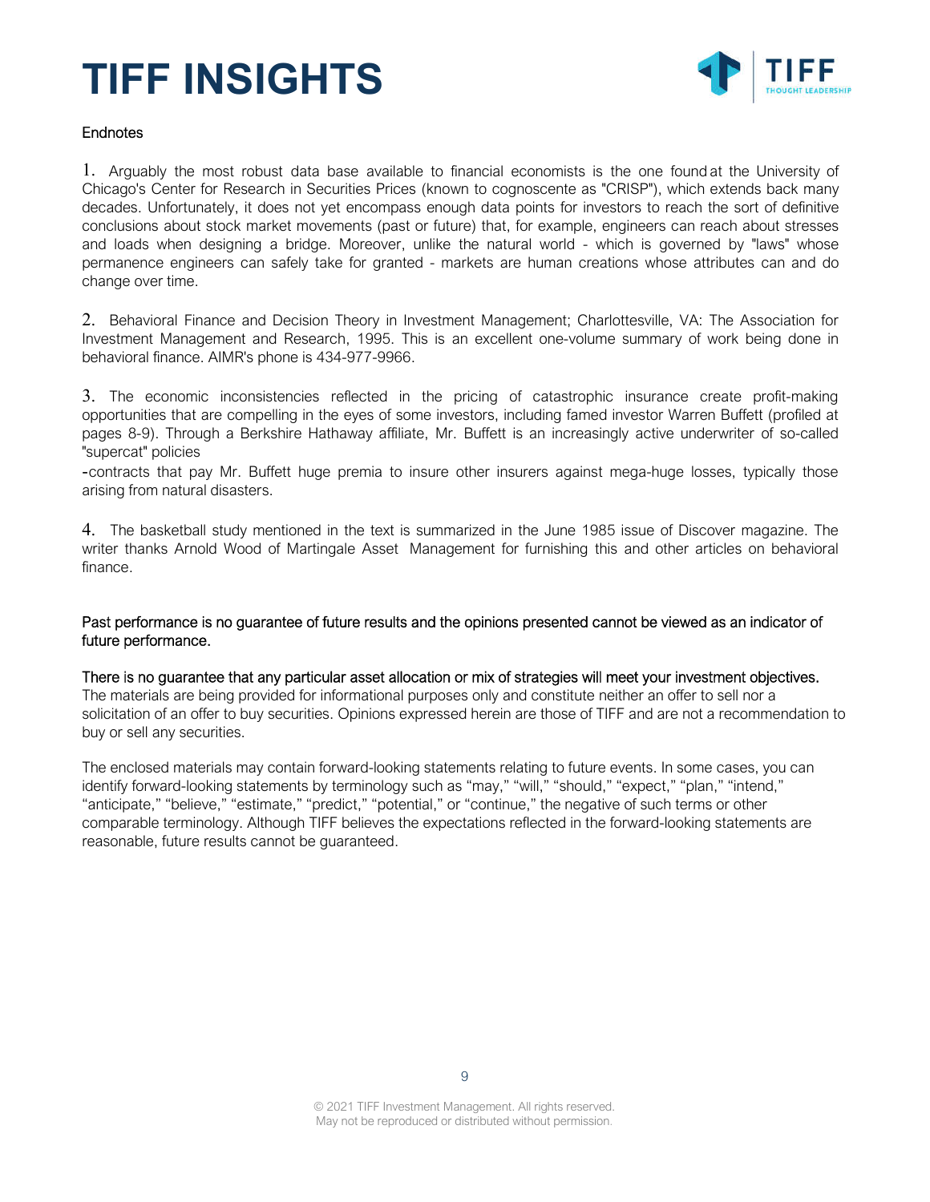Endnotes

1. Arguably the most robust data base available to financial economists is the one found at the University of Chicago's Center for Research in Securities Prices (known to cognoscente as "CRISP"), which extends back many decades. Unfortunately, it does not yet encompass enough data points for investors to reach the sort of definitive conclusions about stock market movements (past or future) that, for example, engineers can reach about stresses and loads when designing a bridge. Moreover, unlike the natural world - which is governed by "laws" whose permanence engineers can safely take for granted - markets are human creations whose attributes can and do change over time.

2. Behavioral Finance and Decision Theory in Investment Management; Charlottesville, VA: The Association for Investment Management and Research, 1995. This is an excellent one-volume summary of work being done in behavioral finance. AIMR's phone is 434-977-9966.

3. The economic inconsistencies reflected in the pricing of catastrophic insurance create profit-making opportunities that are compelling in the eyes of some investors, including famed investor Warren Buffett (profiled at pages 8-9). Through a Berkshire Hathaway affiliate, Mr. Buffett is an increasingly active underwriter of so-called "supercat" policies -contracts that pay Mr. Buffett huge premia to insure other insurers against mega-huge losses, typically those arising from natural disasters.

4. The basketball study mentioned in the text is summarized in the June 1985 issue of Discover magazine. The writer thanks Arnold Wood of Martingale Asset Management for furnishing this and other articles on behavioral finance.

Past performance is no guarantee of future results and the opinions presented cannot be viewed as an indicator of future performance.

There is no guarantee that any particular asset allocation or mix of strategies will meet your investment objectives. The materials are being provided for informational purposes only and constitute neither an offer to sell nor a solicitation of an offer to buy securities. Opinions expressed herein are those of TIFF and are not a recommendation to buy or sell any securities.

The enclosed materials may contain forward-looking statements relating to future events. In some cases, you can identify forward-looking statements by terminology such as "may," "will," "should," "expect," "plan," "intend," "anticipate," "believe," "estimate," "predict," "potential," or "continue," the negative of such terms or other comparable terminology. Although TIFF believes the expectations reflected in the forward-looking statements are reasonable, future results cannot be guaranteed.